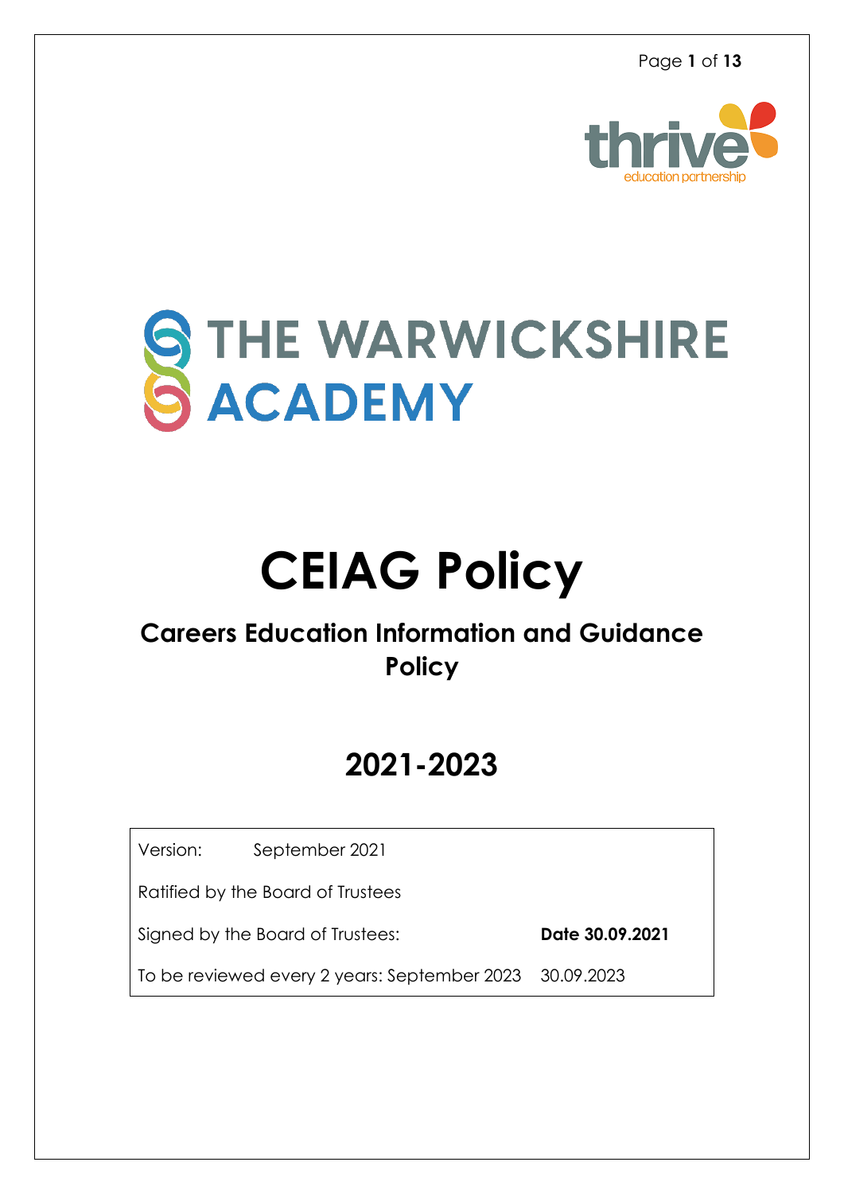THE WARWICKSHIRE ACADEMY

# CEIAG Policy

## Careers Education Information and Guidance Policy

## 2021-2023

| | |
|---|---|
| Version: September 2021 | |
| Ratified by the Board of Trustees | |
| Signed by the Board of Trustees: | **Date 30.09.2021** |
| To be reviewed every 2 years: September 2023 | 30.09.2023 |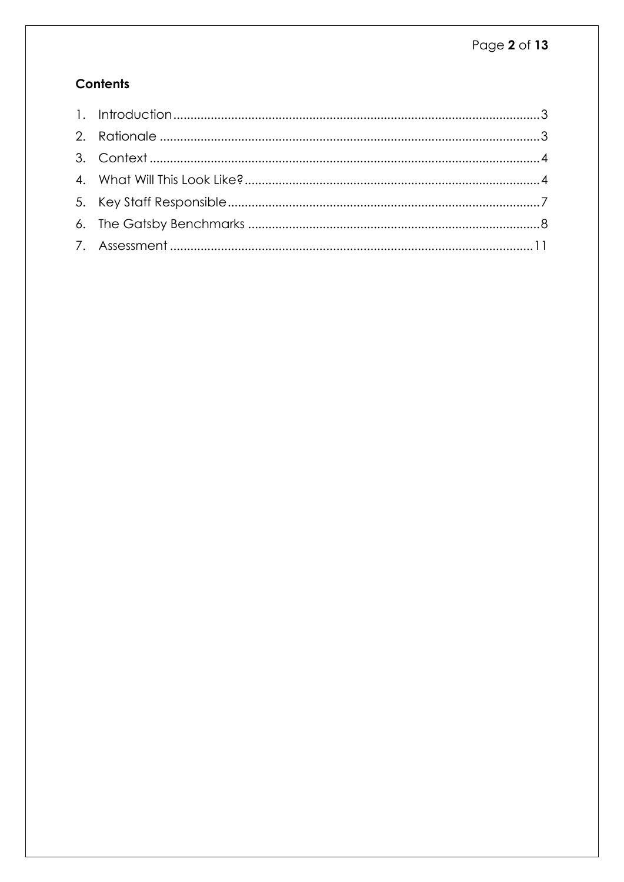## Contents

1. Introduction....................................................................................................3
2. Rationale.........................................................................................................3
3. Context............................................................................................................4
4. What Will This Look Like?...............................................................................4
5. Key Staff Responsible.....................................................................................7
6. The Gatsby Benchmarks.................................................................................8
7. Assessment....................................................................................................11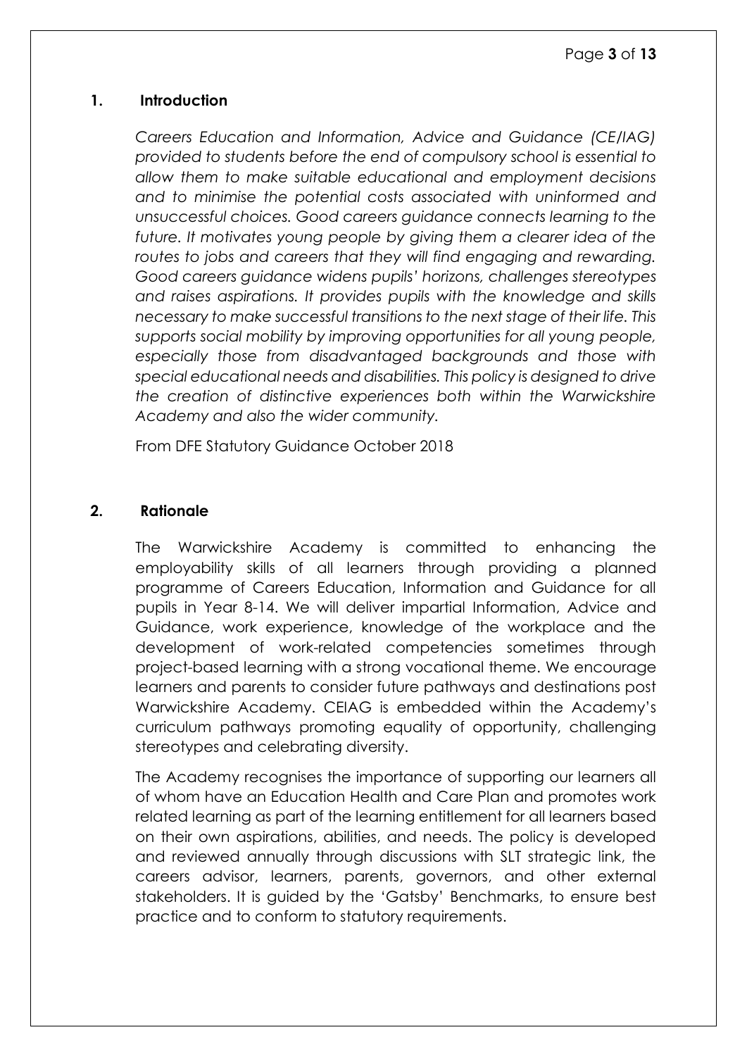## 1. Introduction

*Careers Education and Information, Advice and Guidance (CE/IAG) provided to students before the end of compulsory school is essential to allow them to make suitable educational and employment decisions and to minimise the potential costs associated with uninformed and unsuccessful choices. Good careers guidance connects learning to the future. It motivates young people by giving them a clearer idea of the routes to jobs and careers that they will find engaging and rewarding. Good careers guidance widens pupils' horizons, challenges stereotypes and raises aspirations. It provides pupils with the knowledge and skills necessary to make successful transitions to the next stage of their life. This supports social mobility by improving opportunities for all young people, especially those from disadvantaged backgrounds and those with special educational needs and disabilities. This policy is designed to drive the creation of distinctive experiences both within the Warwickshire Academy and also the wider community.*

From DFE Statutory Guidance October 2018

## 2. Rationale

The Warwickshire Academy is committed to enhancing the employability skills of all learners through providing a planned programme of Careers Education, Information and Guidance for all pupils in Year 8-14. We will deliver impartial Information, Advice and Guidance, work experience, knowledge of the workplace and the development of work-related competencies sometimes through project-based learning with a strong vocational theme. We encourage learners and parents to consider future pathways and destinations post Warwickshire Academy. CEIAG is embedded within the Academy's curriculum pathways promoting equality of opportunity, challenging stereotypes and celebrating diversity.

The Academy recognises the importance of supporting our learners all of whom have an Education Health and Care Plan and promotes work related learning as part of the learning entitlement for all learners based on their own aspirations, abilities, and needs. The policy is developed and reviewed annually through discussions with SLT strategic link, the careers advisor, learners, parents, governors, and other external stakeholders. It is guided by the 'Gatsby' Benchmarks, to ensure best practice and to conform to statutory requirements.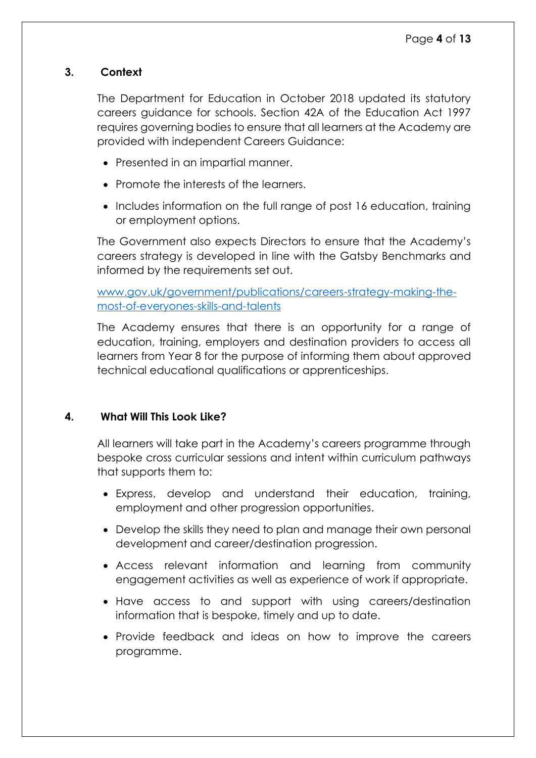## 3. Context

The Department for Education in October 2018 updated its statutory careers guidance for schools. Section 42A of the Education Act 1997 requires governing bodies to ensure that all learners at the Academy are provided with independent Careers Guidance:

- Presented in an impartial manner.
- Promote the interests of the learners.
- Includes information on the full range of post 16 education, training or employment options.

The Government also expects Directors to ensure that the Academy's careers strategy is developed in line with the Gatsby Benchmarks and informed by the requirements set out.

[www.gov.uk/government/publications/careers-strategy-making-the-most-of-everyones-skills-and-talents](www.gov.uk/government/publications/careers-strategy-making-the-most-of-everyones-skills-and-talents)

The Academy ensures that there is an opportunity for a range of education, training, employers and destination providers to access all learners from Year 8 for the purpose of informing them about approved technical educational qualifications or apprenticeships.

## 4. What Will This Look Like?

All learners will take part in the Academy's careers programme through bespoke cross curricular sessions and intent within curriculum pathways that supports them to:

- Express, develop and understand their education, training, employment and other progression opportunities.
- Develop the skills they need to plan and manage their own personal development and career/destination progression.
- Access relevant information and learning from community engagement activities as well as experience of work if appropriate.
- Have access to and support with using careers/destination information that is bespoke, timely and up to date.
- Provide feedback and ideas on how to improve the careers programme.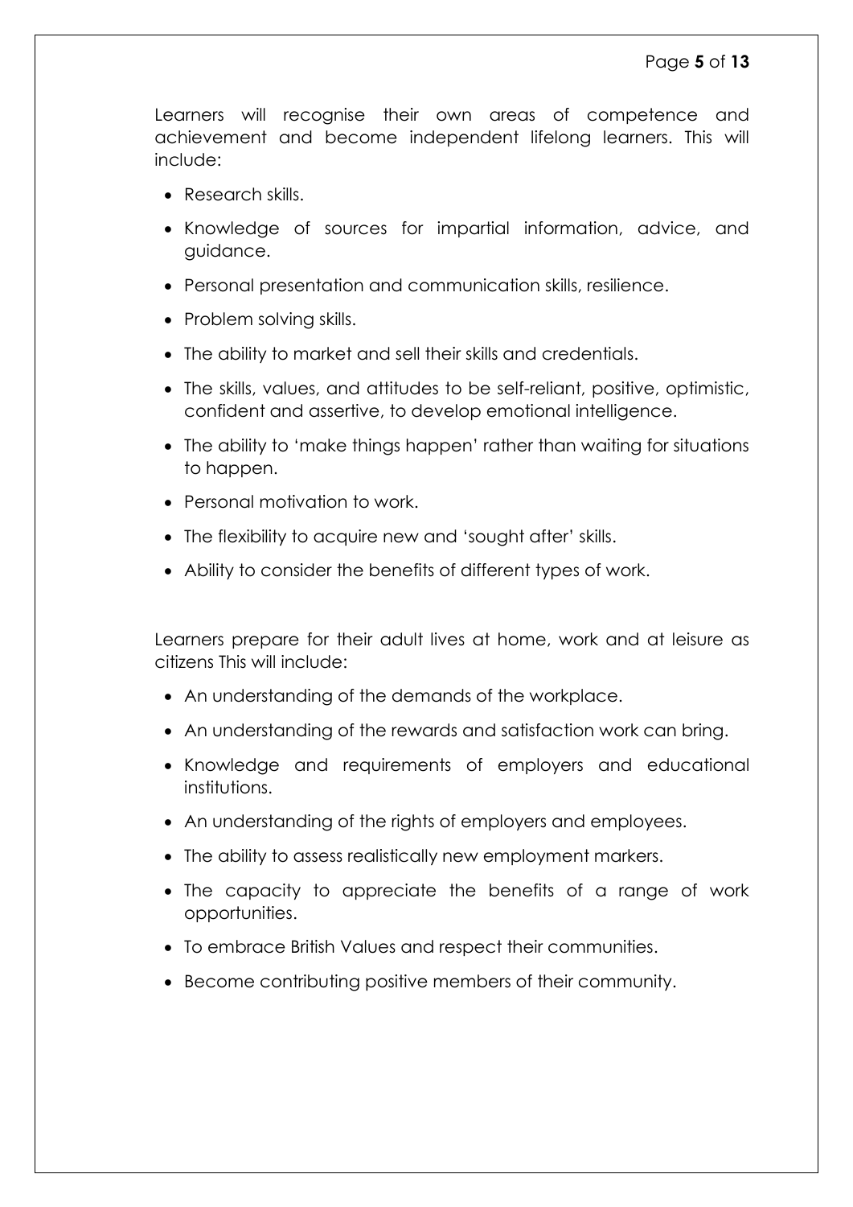Learners will recognise their own areas of competence and achievement and become independent lifelong learners. This will include:

- Research skills.
- Knowledge of sources for impartial information, advice, and guidance.
- Personal presentation and communication skills, resilience.
- Problem solving skills.
- The ability to market and sell their skills and credentials.
- The skills, values, and attitudes to be self-reliant, positive, optimistic, confident and assertive, to develop emotional intelligence.
- The ability to 'make things happen' rather than waiting for situations to happen.
- Personal motivation to work.
- The flexibility to acquire new and 'sought after' skills.
- Ability to consider the benefits of different types of work.

Learners prepare for their adult lives at home, work and at leisure as citizens This will include:

- An understanding of the demands of the workplace.
- An understanding of the rewards and satisfaction work can bring.
- Knowledge and requirements of employers and educational institutions.
- An understanding of the rights of employers and employees.
- The ability to assess realistically new employment markers.
- The capacity to appreciate the benefits of a range of work opportunities.
- To embrace British Values and respect their communities.
- Become contributing positive members of their community.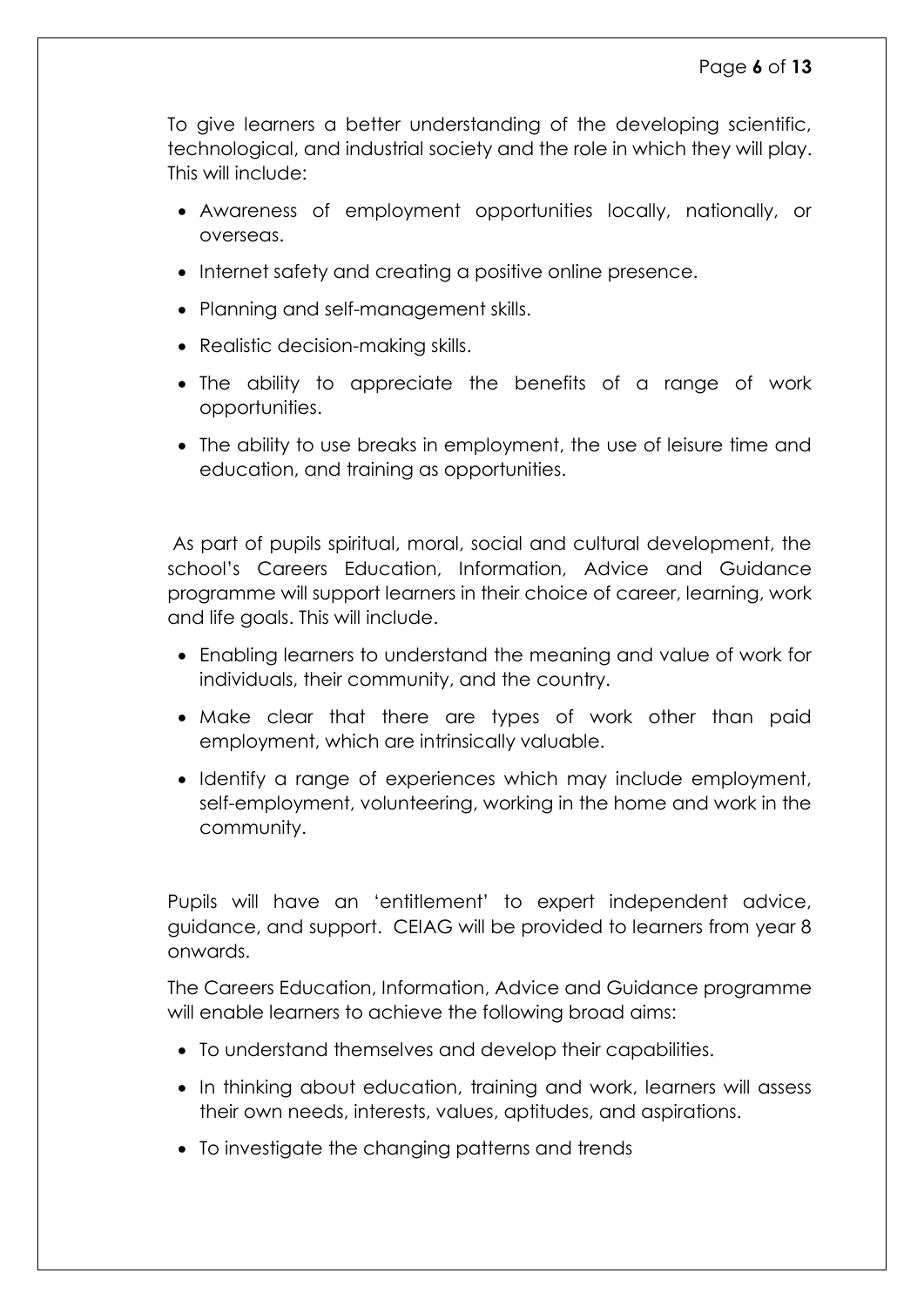To give learners a better understanding of the developing scientific, technological, and industrial society and the role in which they will play. This will include:

- Awareness of employment opportunities locally, nationally, or overseas.
- Internet safety and creating a positive online presence.
- Planning and self-management skills.
- Realistic decision-making skills.
- The ability to appreciate the benefits of a range of work opportunities.
- The ability to use breaks in employment, the use of leisure time and education, and training as opportunities.

As part of pupils spiritual, moral, social and cultural development, the school's Careers Education, Information, Advice and Guidance programme will support learners in their choice of career, learning, work and life goals. This will include.

- Enabling learners to understand the meaning and value of work for individuals, their community, and the country.
- Make clear that there are types of work other than paid employment, which are intrinsically valuable.
- Identify a range of experiences which may include employment, self-employment, volunteering, working in the home and work in the community.

Pupils will have an 'entitlement' to expert independent advice, guidance, and support. CEIAG will be provided to learners from year 8 onwards.

The Careers Education, Information, Advice and Guidance programme will enable learners to achieve the following broad aims:

- To understand themselves and develop their capabilities.
- In thinking about education, training and work, learners will assess their own needs, interests, values, aptitudes, and aspirations.
- To investigate the changing patterns and trends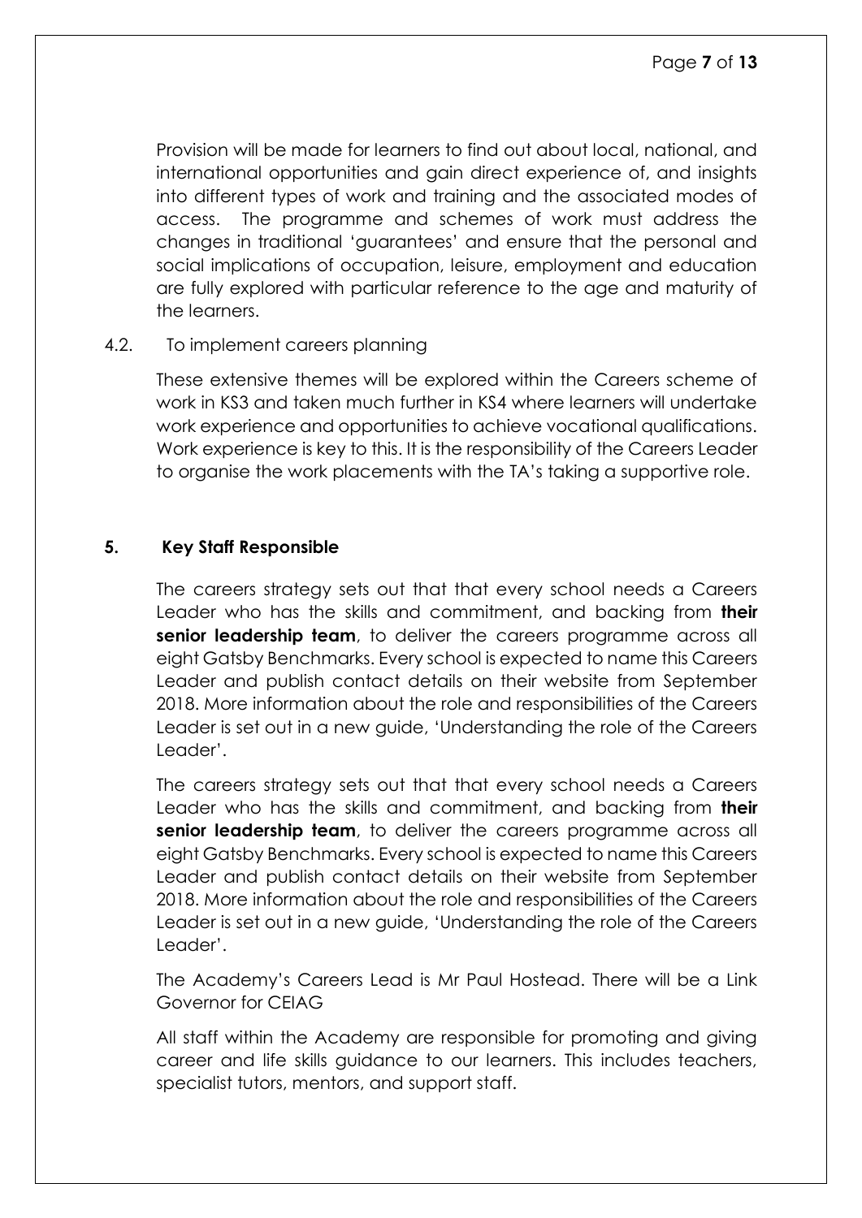Provision will be made for learners to find out about local, national, and international opportunities and gain direct experience of, and insights into different types of work and training and the associated modes of access. The programme and schemes of work must address the changes in traditional 'guarantees' and ensure that the personal and social implications of occupation, leisure, employment and education are fully explored with particular reference to the age and maturity of the learners.

4.2. To implement careers planning

These extensive themes will be explored within the Careers scheme of work in KS3 and taken much further in KS4 where learners will undertake work experience and opportunities to achieve vocational qualifications. Work experience is key to this. It is the responsibility of the Careers Leader to organise the work placements with the TA's taking a supportive role.

## 5. Key Staff Responsible

The careers strategy sets out that that every school needs a Careers Leader who has the skills and commitment, and backing from **their senior leadership team**, to deliver the careers programme across all eight Gatsby Benchmarks. Every school is expected to name this Careers Leader and publish contact details on their website from September 2018. More information about the role and responsibilities of the Careers Leader is set out in a new guide, 'Understanding the role of the Careers Leader'.

The careers strategy sets out that that every school needs a Careers Leader who has the skills and commitment, and backing from **their senior leadership team**, to deliver the careers programme across all eight Gatsby Benchmarks. Every school is expected to name this Careers Leader and publish contact details on their website from September 2018. More information about the role and responsibilities of the Careers Leader is set out in a new guide, 'Understanding the role of the Careers Leader'.

The Academy's Careers Lead is Mr Paul Hostead. There will be a Link Governor for CEIAG

All staff within the Academy are responsible for promoting and giving career and life skills guidance to our learners. This includes teachers, specialist tutors, mentors, and support staff.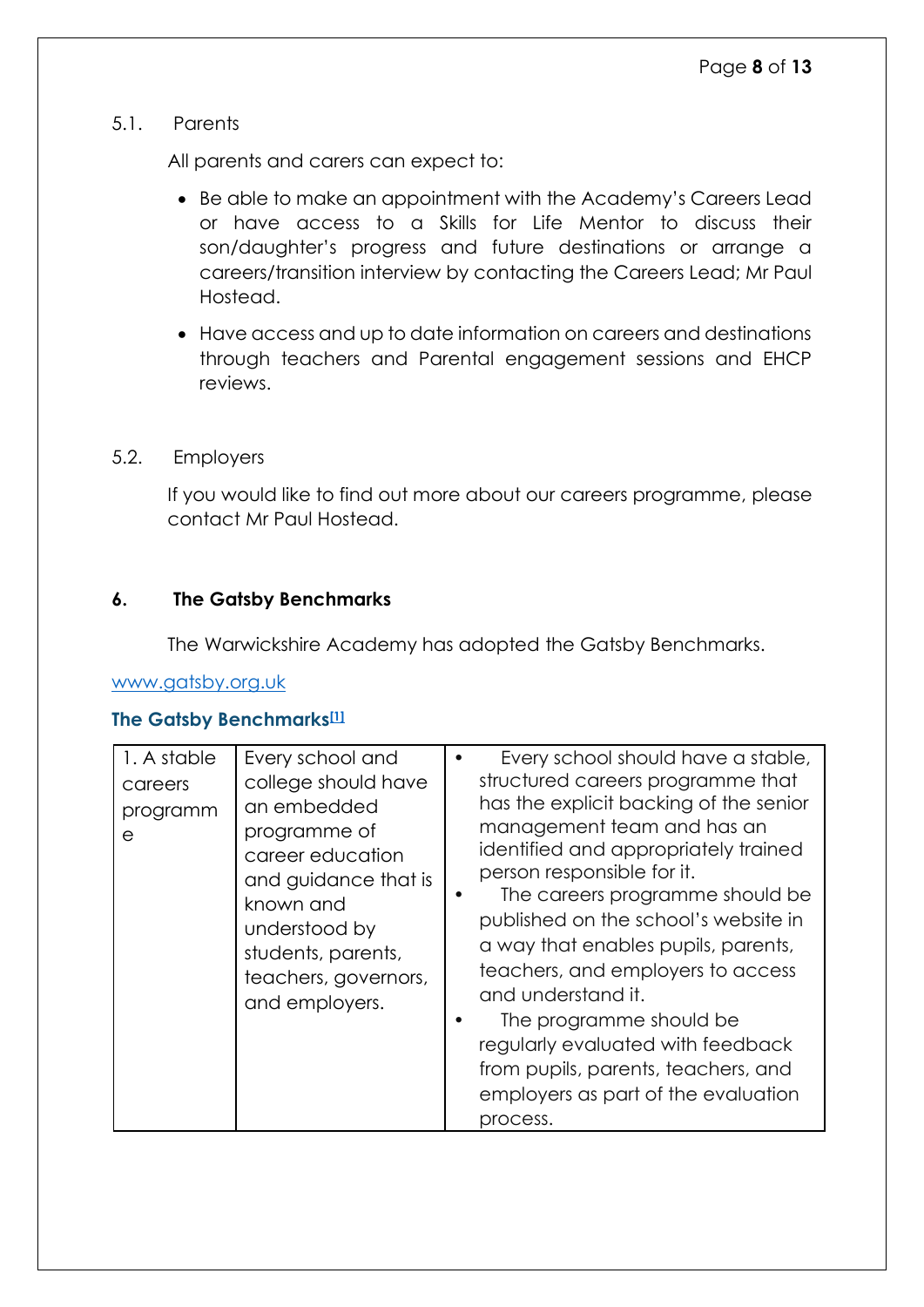### 5.1. Parents

All parents and carers can expect to:

- Be able to make an appointment with the Academy's Careers Lead or have access to a Skills for Life Mentor to discuss their son/daughter's progress and future destinations or arrange a careers/transition interview by contacting the Careers Lead; Mr Paul Hostead.
- Have access and up to date information on careers and destinations through teachers and Parental engagement sessions and EHCP reviews.

### 5.2. Employers

If you would like to find out more about our careers programme, please contact Mr Paul Hostead.

## 6. The Gatsby Benchmarks

The Warwickshire Academy has adopted the Gatsby Benchmarks.

[www.gatsby.org.uk](http://www.gatsby.org.uk)

**The Gatsby Benchmarks[1]**

| | | |
|---|---|---|
| 1. A stable careers programme | Every school and college should have an embedded programme of career education and guidance that is known and understood by students, parents, teachers, governors, and employers. | • Every school should have a stable, structured careers programme that has the explicit backing of the senior management team and has an identified and appropriately trained person responsible for it. <br> • The careers programme should be published on the school's website in a way that enables pupils, parents, teachers, and employers to access and understand it. <br> • The programme should be regularly evaluated with feedback from pupils, parents, teachers, and employers as part of the evaluation process. |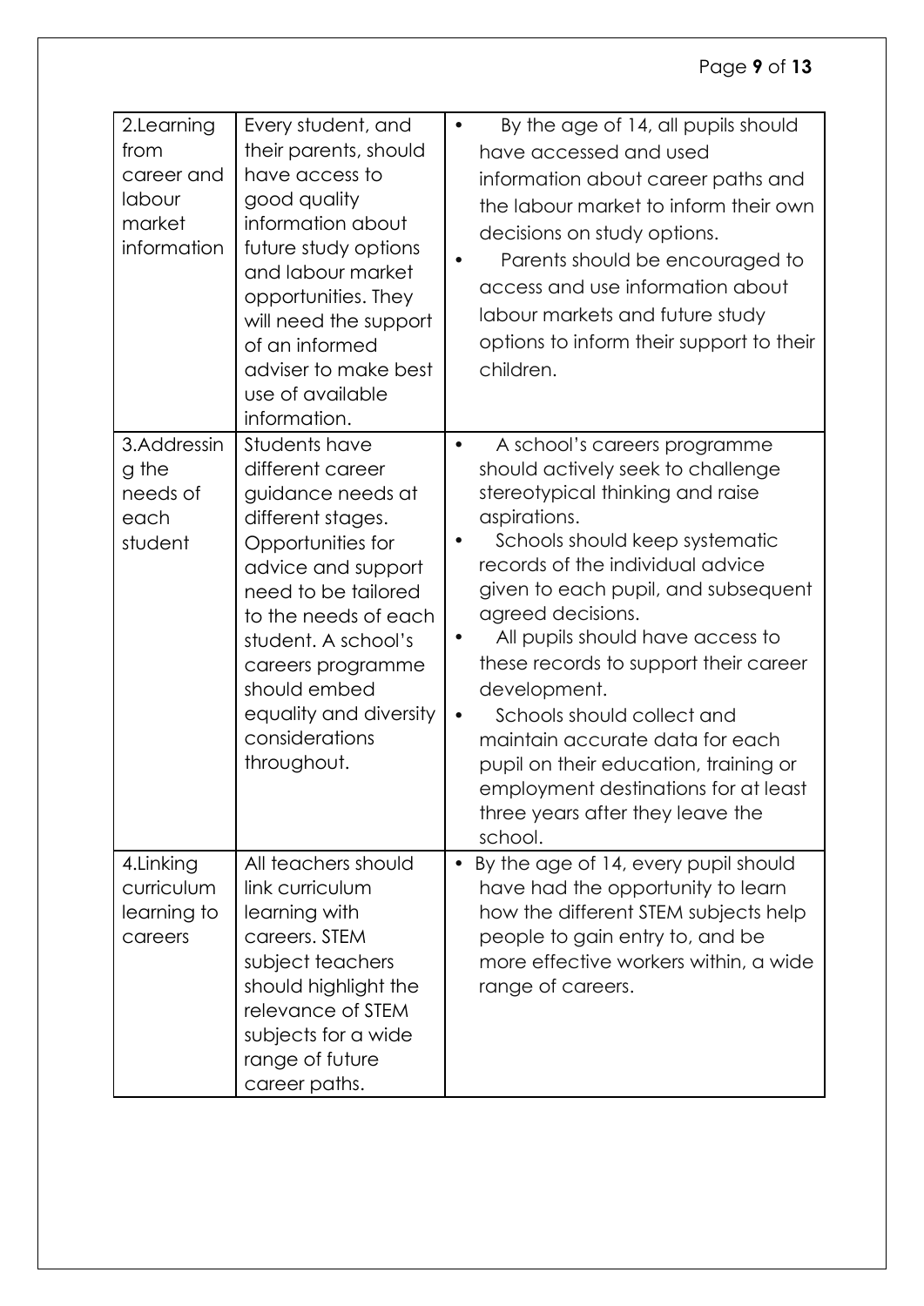| | | |
|---|---|---|
| 2.Learning from career and labour market information | Every student, and their parents, should have access to good quality information about future study options and labour market opportunities. They will need the support of an informed adviser to make best use of available information. | • By the age of 14, all pupils should have accessed and used information about career paths and the labour market to inform their own decisions on study options.<br>• Parents should be encouraged to access and use information about labour markets and future study options to inform their support to their children. |
| 3.Addressing the needs of each student | Students have different career guidance needs at different stages. Opportunities for advice and support need to be tailored to the needs of each student. A school's careers programme should embed equality and diversity considerations throughout. | • A school's careers programme should actively seek to challenge stereotypical thinking and raise aspirations.<br>• Schools should keep systematic records of the individual advice given to each pupil, and subsequent agreed decisions.<br>• All pupils should have access to these records to support their career development.<br>• Schools should collect and maintain accurate data for each pupil on their education, training or employment destinations for at least three years after they leave the school. |
| 4.Linking curriculum learning to careers | All teachers should link curriculum learning with careers. STEM subject teachers should highlight the relevance of STEM subjects for a wide range of future career paths. | • By the age of 14, every pupil should have had the opportunity to learn how the different STEM subjects help people to gain entry to, and be more effective workers within, a wide range of careers. |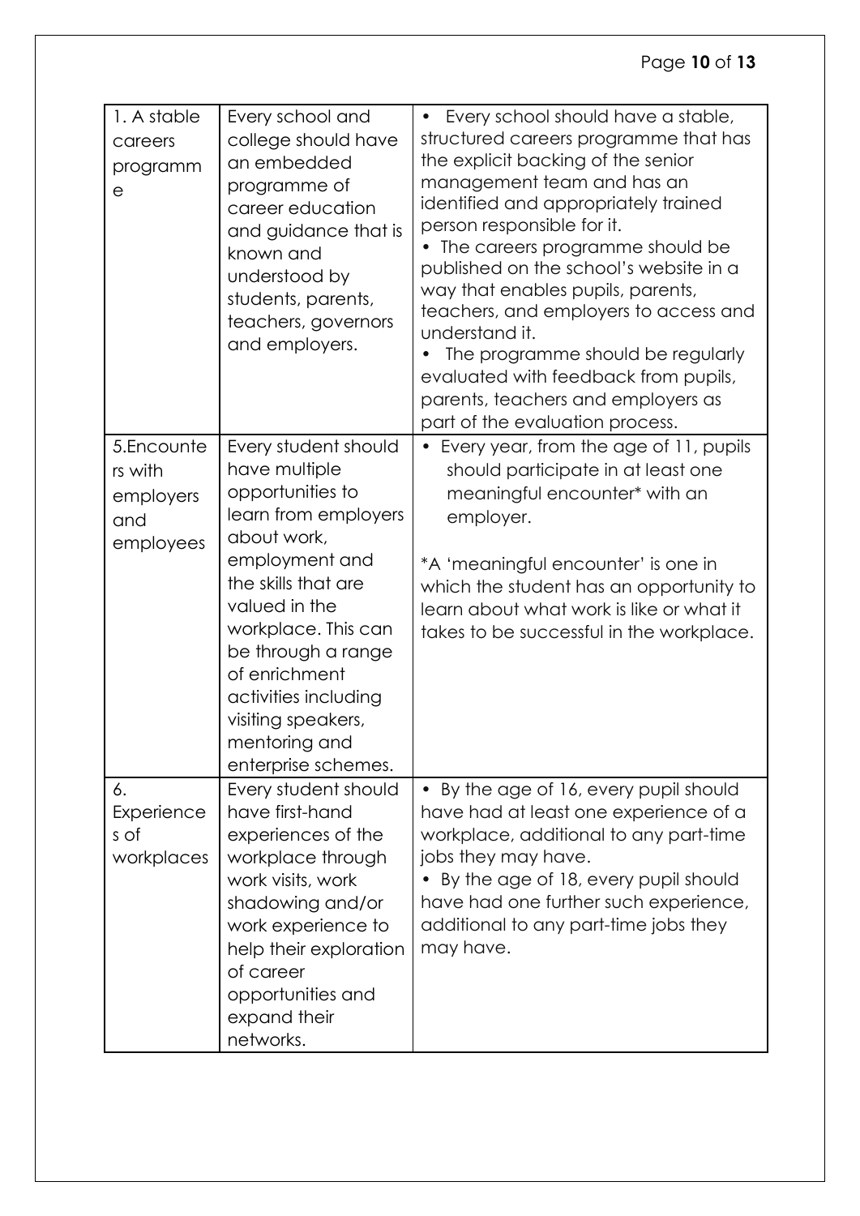| 1. A stable careers programme | Every school and college should have an embedded programme of career education and guidance that is known and understood by students, parents, teachers, governors and employers. | • Every school should have a stable, structured careers programme that has the explicit backing of the senior management team and has an identified and appropriately trained person responsible for it.<br>• The careers programme should be published on the school's website in a way that enables pupils, parents, teachers, and employers to access and understand it.<br>• The programme should be regularly evaluated with feedback from pupils, parents, teachers and employers as part of the evaluation process. |
|---|---|---|
| 5.Encounters with employers and employees | Every student should have multiple opportunities to learn from employers about work, employment and the skills that are valued in the workplace. This can be through a range of enrichment activities including visiting speakers, mentoring and enterprise schemes. | • Every year, from the age of 11, pupils should participate in at least one meaningful encounter* with an employer.<br><br>*A 'meaningful encounter' is one in which the student has an opportunity to learn about what work is like or what it takes to be successful in the workplace. |
| 6. Experiences of workplaces | Every student should have first-hand experiences of the workplace through work visits, work shadowing and/or work experience to help their exploration of career opportunities and expand their networks. | • By the age of 16, every pupil should have had at least one experience of a workplace, additional to any part-time jobs they may have.<br>• By the age of 18, every pupil should have had one further such experience, additional to any part-time jobs they may have. |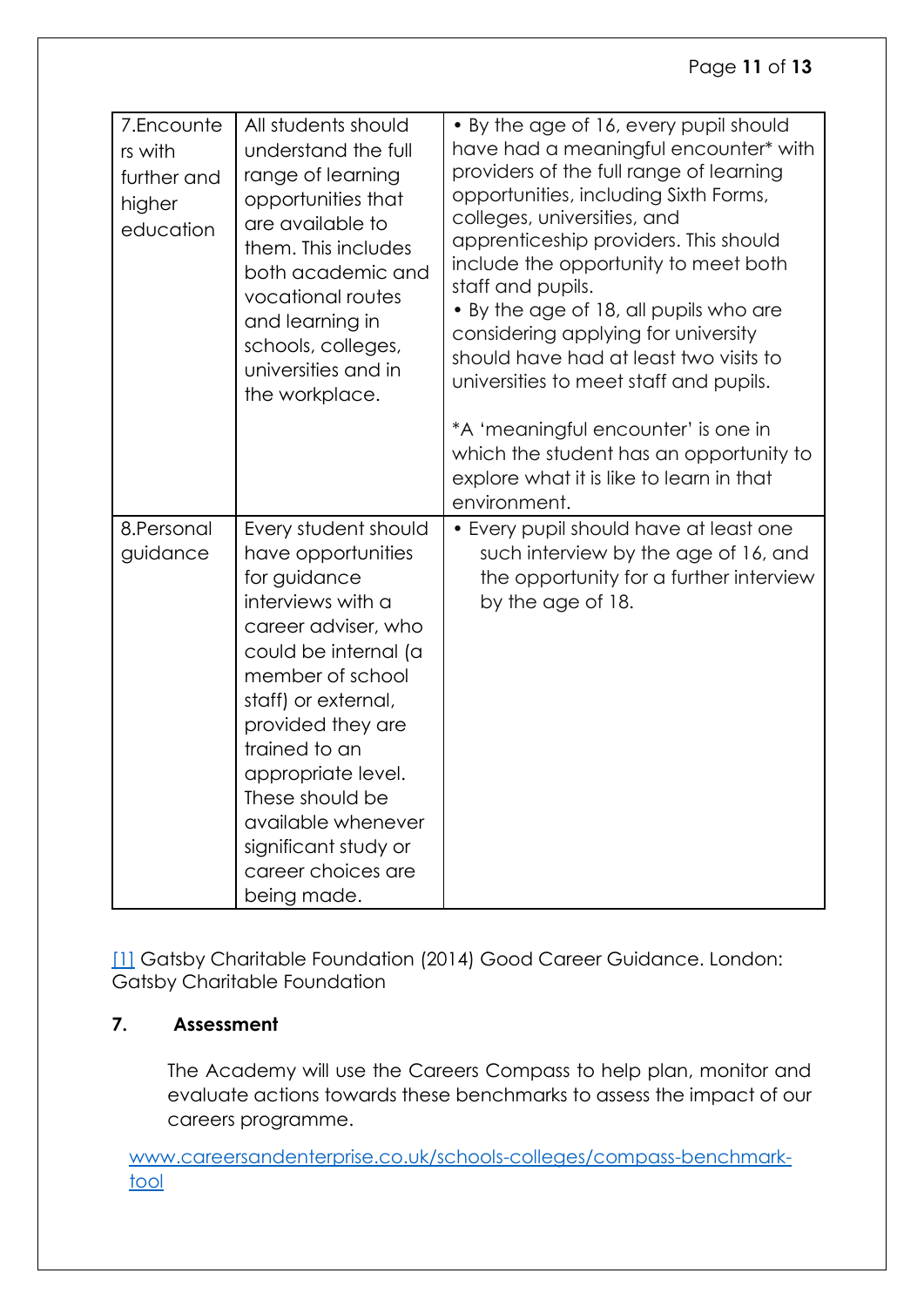| 7.Encounters with further and higher education | All students should understand the full range of learning opportunities that are available to them. This includes both academic and vocational routes and learning in schools, colleges, universities and in the workplace. | • By the age of 16, every pupil should have had a meaningful encounter* with providers of the full range of learning opportunities, including Sixth Forms, colleges, universities, and apprenticeship providers. This should include the opportunity to meet both staff and pupils.<br>• By the age of 18, all pupils who are considering applying for university should have had at least two visits to universities to meet staff and pupils.<br><br>*A 'meaningful encounter' is one in which the student has an opportunity to explore what it is like to learn in that environment. |
|---|---|---|
| 8.Personal guidance | Every student should have opportunities for guidance interviews with a career adviser, who could be internal (a member of school staff) or external, provided they are trained to an appropriate level. These should be available whenever significant study or career choices are being made. | • Every pupil should have at least one such interview by the age of 16, and the opportunity for a further interview by the age of 18. |

[1] Gatsby Charitable Foundation (2014) Good Career Guidance. London: Gatsby Charitable Foundation

## 7. Assessment

The Academy will use the Careers Compass to help plan, monitor and evaluate actions towards these benchmarks to assess the impact of our careers programme.

www.careersandenterprise.co.uk/schools-colleges/compass-benchmark-tool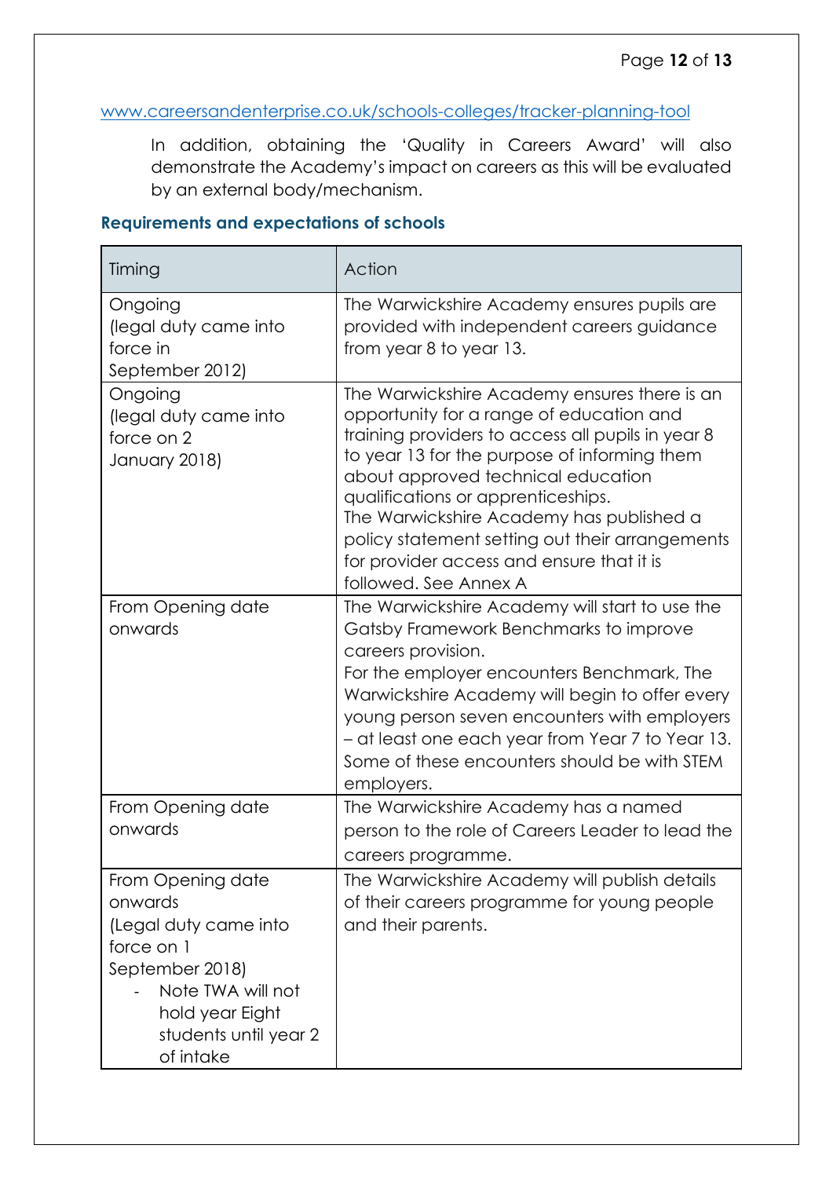www.careersandenterprise.co.uk/schools-colleges/tracker-planning-tool

In addition, obtaining the 'Quality in Careers Award' will also demonstrate the Academy's impact on careers as this will be evaluated by an external body/mechanism.

### Requirements and expectations of schools

| Timing | Action |
|---|---|
| Ongoing (legal duty came into force in September 2012) | The Warwickshire Academy ensures pupils are provided with independent careers guidance from year 8 to year 13. |
| Ongoing (legal duty came into force on 2 January 2018) | The Warwickshire Academy ensures there is an opportunity for a range of education and training providers to access all pupils in year 8 to year 13 for the purpose of informing them about approved technical education qualifications or apprenticeships.<br>The Warwickshire Academy has published a policy statement setting out their arrangements for provider access and ensure that it is followed. See Annex A |
| From Opening date onwards | The Warwickshire Academy will start to use the Gatsby Framework Benchmarks to improve careers provision.<br>For the employer encounters Benchmark, The Warwickshire Academy will begin to offer every young person seven encounters with employers – at least one each year from Year 7 to Year 13. Some of these encounters should be with STEM employers. |
| From Opening date onwards | The Warwickshire Academy has a named person to the role of Careers Leader to lead the careers programme. |
| From Opening date onwards (Legal duty came into force on 1 September 2018)<br>- Note TWA will not hold year Eight students until year 2 of intake | The Warwickshire Academy will publish details of their careers programme for young people and their parents. |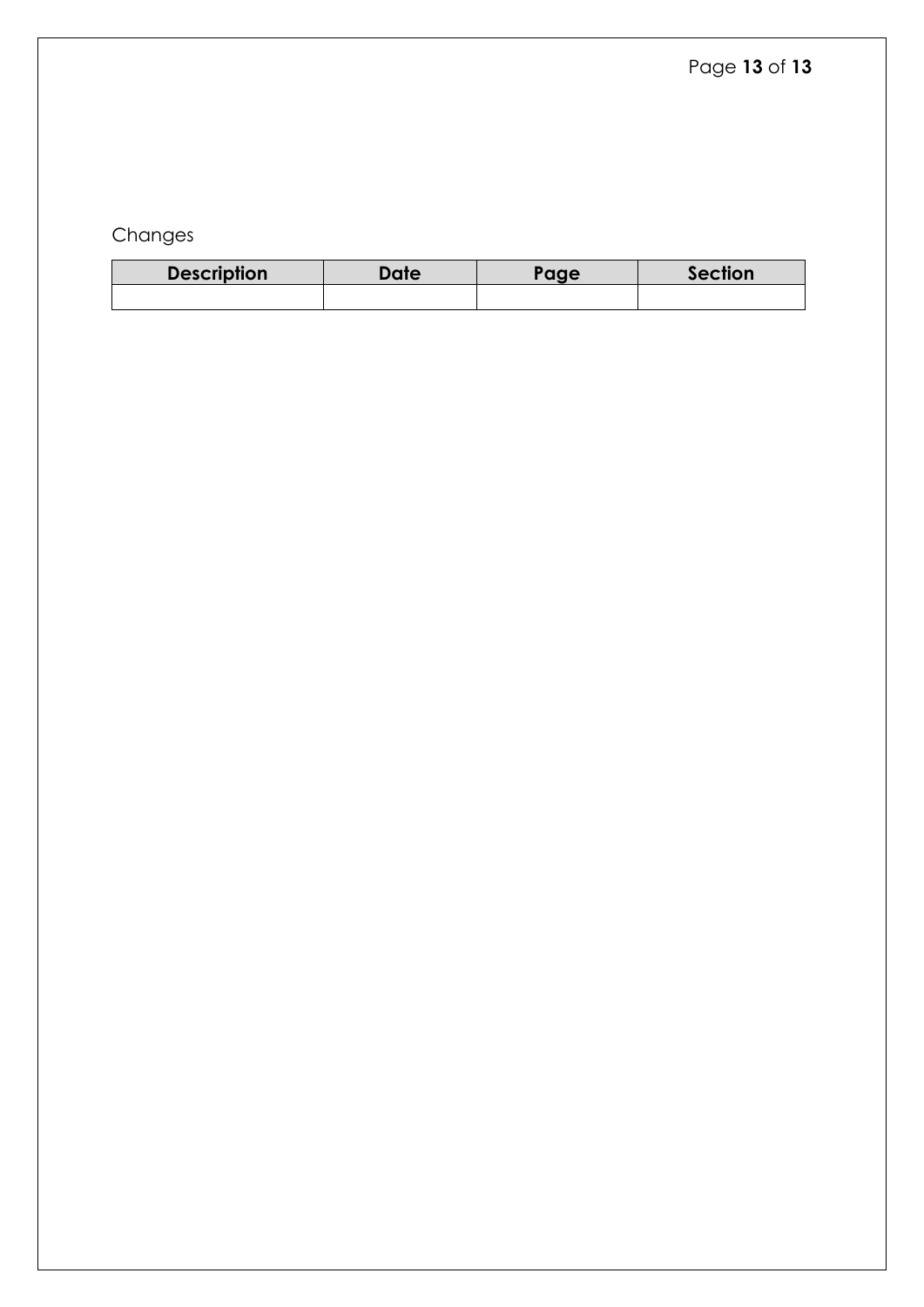Changes

| Description | Date | Page | Section |
| --- | --- | --- | --- |
| | | | |